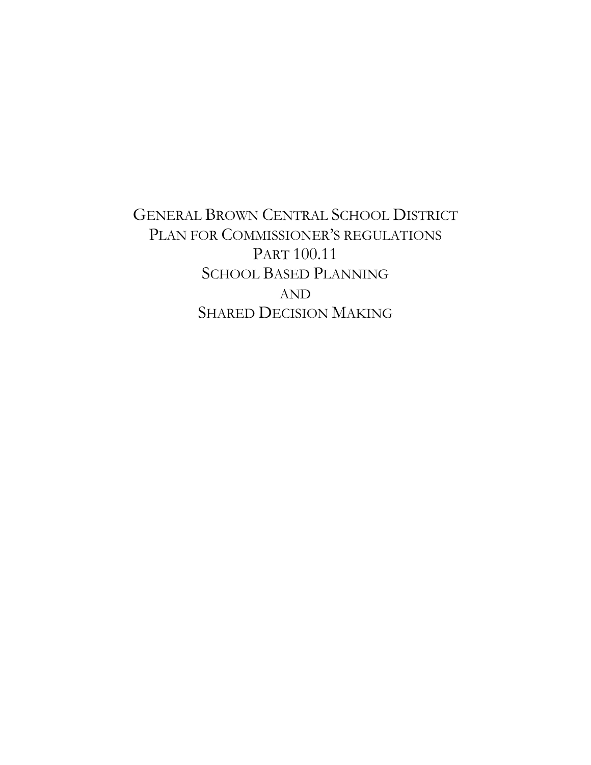# General Brown Central School District
# Plan for Commissioner's regulations
# Part 100.11
# School Based Planning
# and
# Shared Decision Making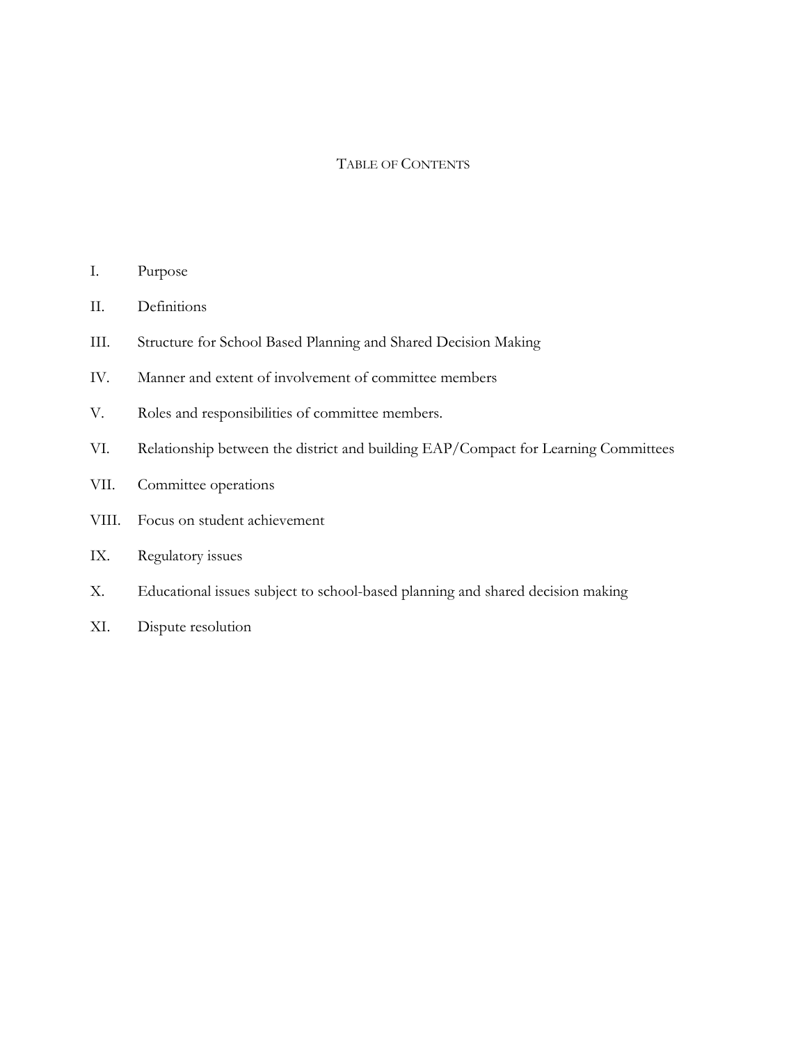# Table of Contents

I. Purpose

II. Definitions

III. Structure for School Based Planning and Shared Decision Making

IV. Manner and extent of involvement of committee members

V. Roles and responsibilities of committee members.

VI. Relationship between the district and building EAP/Compact for Learning Committees

VII. Committee operations

VIII. Focus on student achievement

IX. Regulatory issues

X. Educational issues subject to school-based planning and shared decision making

XI. Dispute resolution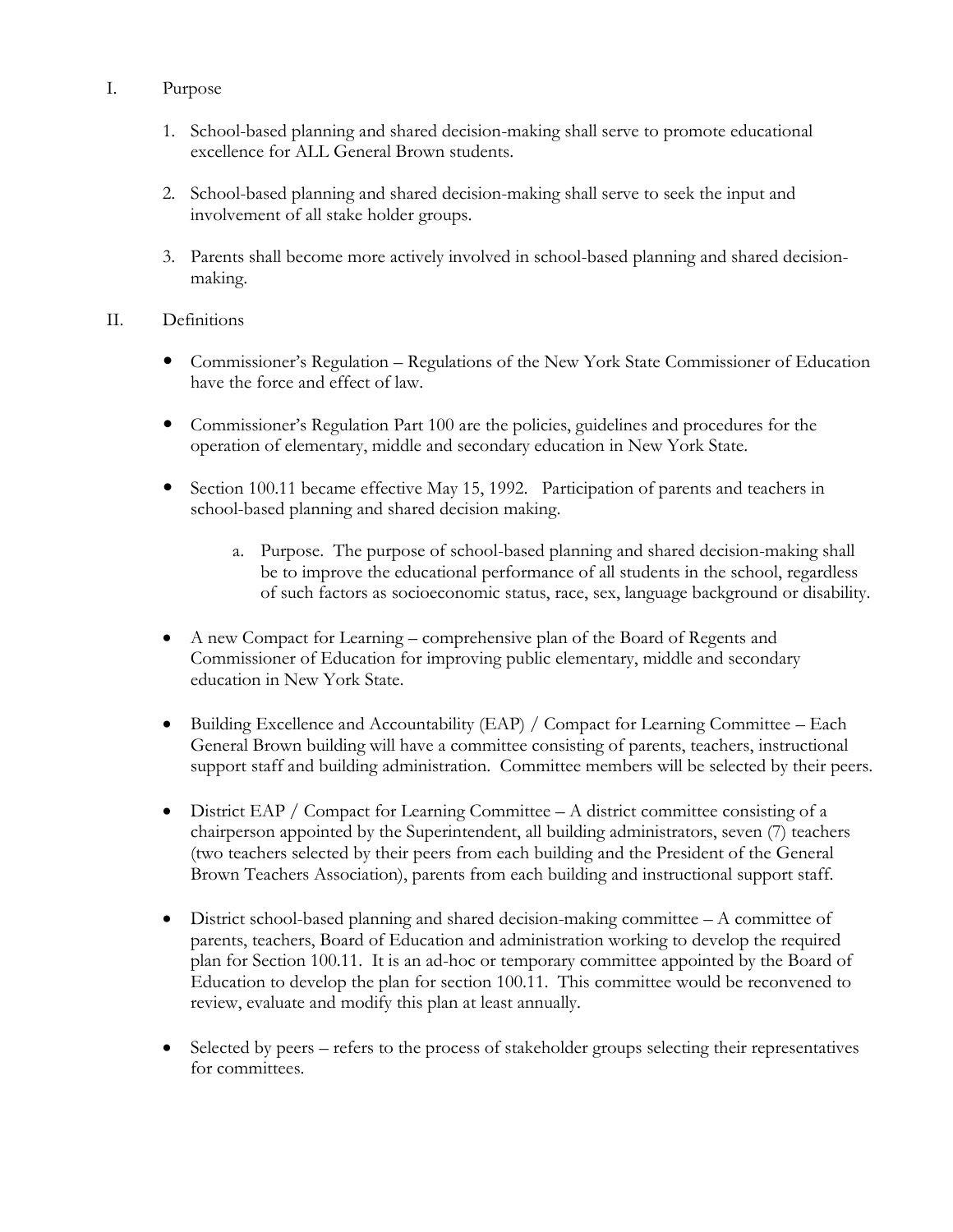## I. Purpose

1. School-based planning and shared decision-making shall serve to promote educational excellence for ALL General Brown students.

2. School-based planning and shared decision-making shall serve to seek the input and involvement of all stake holder groups.

3. Parents shall become more actively involved in school-based planning and shared decision-making.

## II. Definitions

- Commissioner's Regulation – Regulations of the New York State Commissioner of Education have the force and effect of law.

- Commissioner's Regulation Part 100 are the policies, guidelines and procedures for the operation of elementary, middle and secondary education in New York State.

- Section 100.11 became effective May 15, 1992. Participation of parents and teachers in school-based planning and shared decision making.

    a. Purpose. The purpose of school-based planning and shared decision-making shall be to improve the educational performance of all students in the school, regardless of such factors as socioeconomic status, race, sex, language background or disability.

- A new Compact for Learning – comprehensive plan of the Board of Regents and Commissioner of Education for improving public elementary, middle and secondary education in New York State.

- Building Excellence and Accountability (EAP) / Compact for Learning Committee – Each General Brown building will have a committee consisting of parents, teachers, instructional support staff and building administration. Committee members will be selected by their peers.

- District EAP / Compact for Learning Committee – A district committee consisting of a chairperson appointed by the Superintendent, all building administrators, seven (7) teachers (two teachers selected by their peers from each building and the President of the General Brown Teachers Association), parents from each building and instructional support staff.

- District school-based planning and shared decision-making committee – A committee of parents, teachers, Board of Education and administration working to develop the required plan for Section 100.11. It is an ad-hoc or temporary committee appointed by the Board of Education to develop the plan for section 100.11. This committee would be reconvened to review, evaluate and modify this plan at least annually.

- Selected by peers – refers to the process of stakeholder groups selecting their representatives for committees.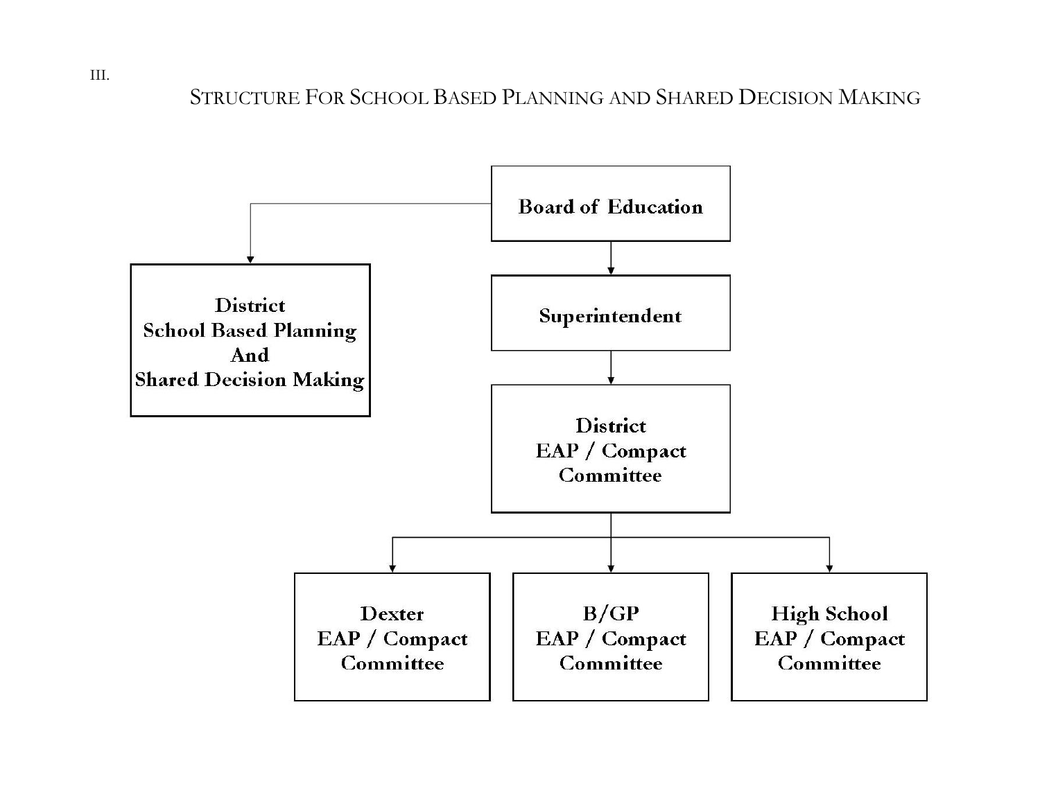III.

## Structure For School Based Planning and Shared Decision Making

**Board of Education**

- **District School Based Planning And Shared Decision Making**
- **Superintendent**
  - **District EAP / Compact Committee**
    - **Dexter EAP / Compact Committee**
    - **B/GP EAP / Compact Committee**
    - **High School EAP / Compact Committee**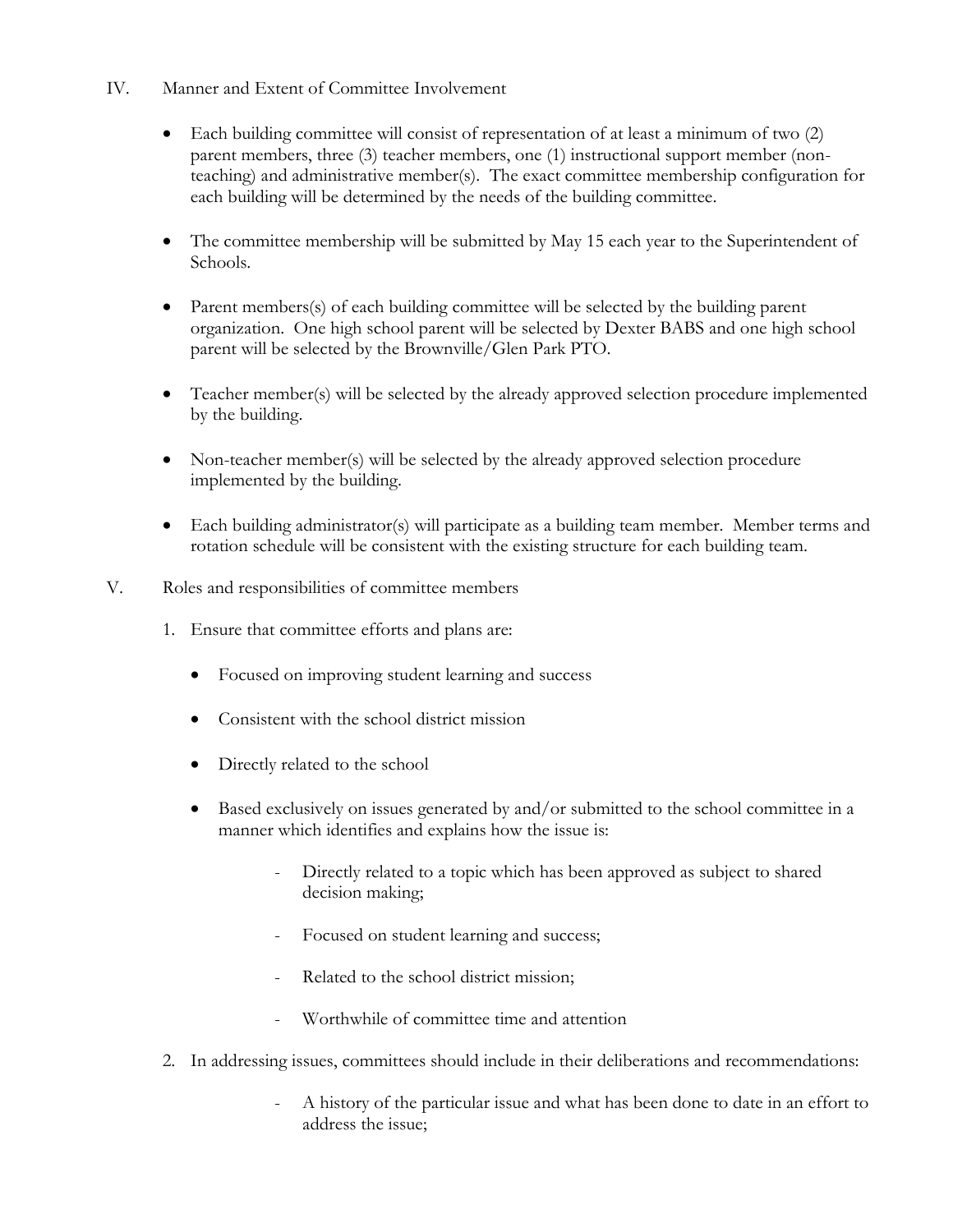## IV. Manner and Extent of Committee Involvement

- Each building committee will consist of representation of at least a minimum of two (2) parent members, three (3) teacher members, one (1) instructional support member (non-teaching) and administrative member(s). The exact committee membership configuration for each building will be determined by the needs of the building committee.

- The committee membership will be submitted by May 15 each year to the Superintendent of Schools.

- Parent members(s) of each building committee will be selected by the building parent organization. One high school parent will be selected by Dexter BABS and one high school parent will be selected by the Brownville/Glen Park PTO.

- Teacher member(s) will be selected by the already approved selection procedure implemented by the building.

- Non-teacher member(s) will be selected by the already approved selection procedure implemented by the building.

- Each building administrator(s) will participate as a building team member. Member terms and rotation schedule will be consistent with the existing structure for each building team.

## V. Roles and responsibilities of committee members

1. Ensure that committee efforts and plans are:

   - Focused on improving student learning and success

   - Consistent with the school district mission

   - Directly related to the school

   - Based exclusively on issues generated by and/or submitted to the school committee in a manner which identifies and explains how the issue is:

     - Directly related to a topic which has been approved as subject to shared decision making;

     - Focused on student learning and success;

     - Related to the school district mission;

     - Worthwhile of committee time and attention

2. In addressing issues, committees should include in their deliberations and recommendations:

   - A history of the particular issue and what has been done to date in an effort to address the issue;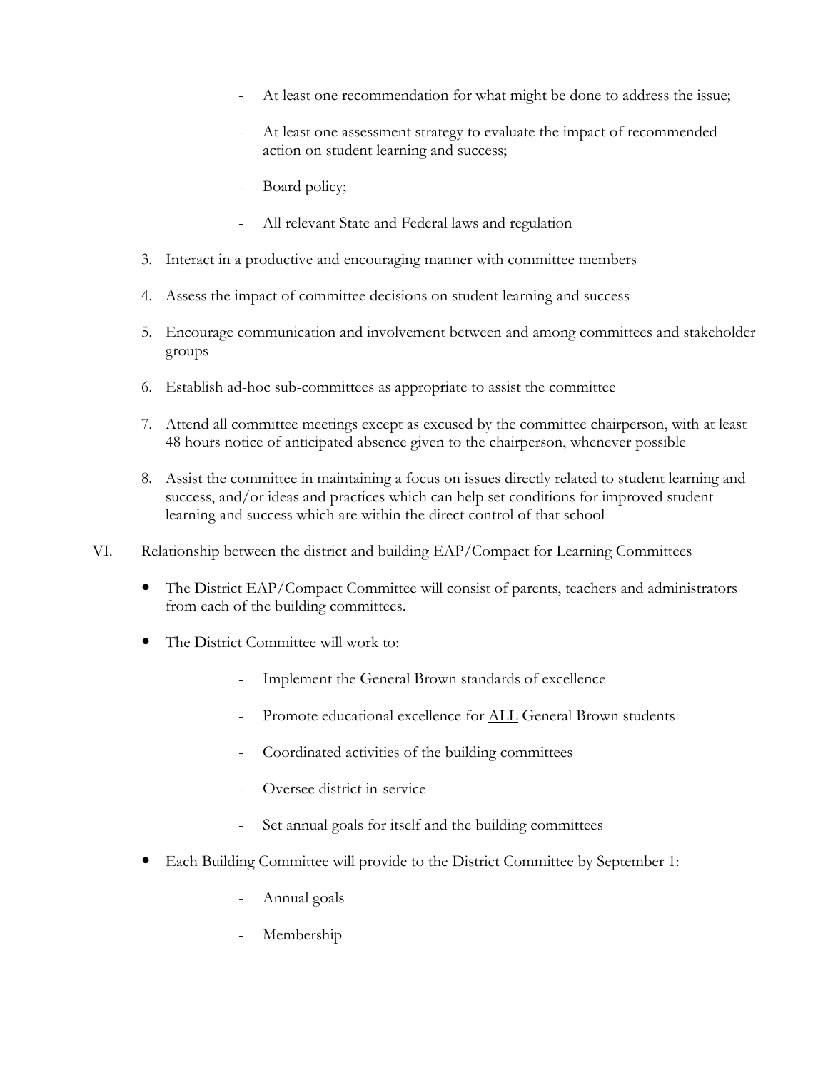- At least one recommendation for what might be done to address the issue;
    - At least one assessment strategy to evaluate the impact of recommended action on student learning and success;
    - Board policy;
    - All relevant State and Federal laws and regulation

3. Interact in a productive and encouraging manner with committee members
4. Assess the impact of committee decisions on student learning and success
5. Encourage communication and involvement between and among committees and stakeholder groups
6. Establish ad-hoc sub-committees as appropriate to assist the committee
7. Attend all committee meetings except as excused by the committee chairperson, with at least 48 hours notice of anticipated absence given to the chairperson, whenever possible
8. Assist the committee in maintaining a focus on issues directly related to student learning and success, and/or ideas and practices which can help set conditions for improved student learning and success which are within the direct control of that school

VI. Relationship between the district and building EAP/Compact for Learning Committees

- The District EAP/Compact Committee will consist of parents, teachers and administrators from each of the building committees.
- The District Committee will work to:
    - Implement the General Brown standards of excellence
    - Promote educational excellence for <u>ALL</u> General Brown students
    - Coordinated activities of the building committees
    - Oversee district in-service
    - Set annual goals for itself and the building committees
- Each Building Committee will provide to the District Committee by September 1:
    - Annual goals
    - Membership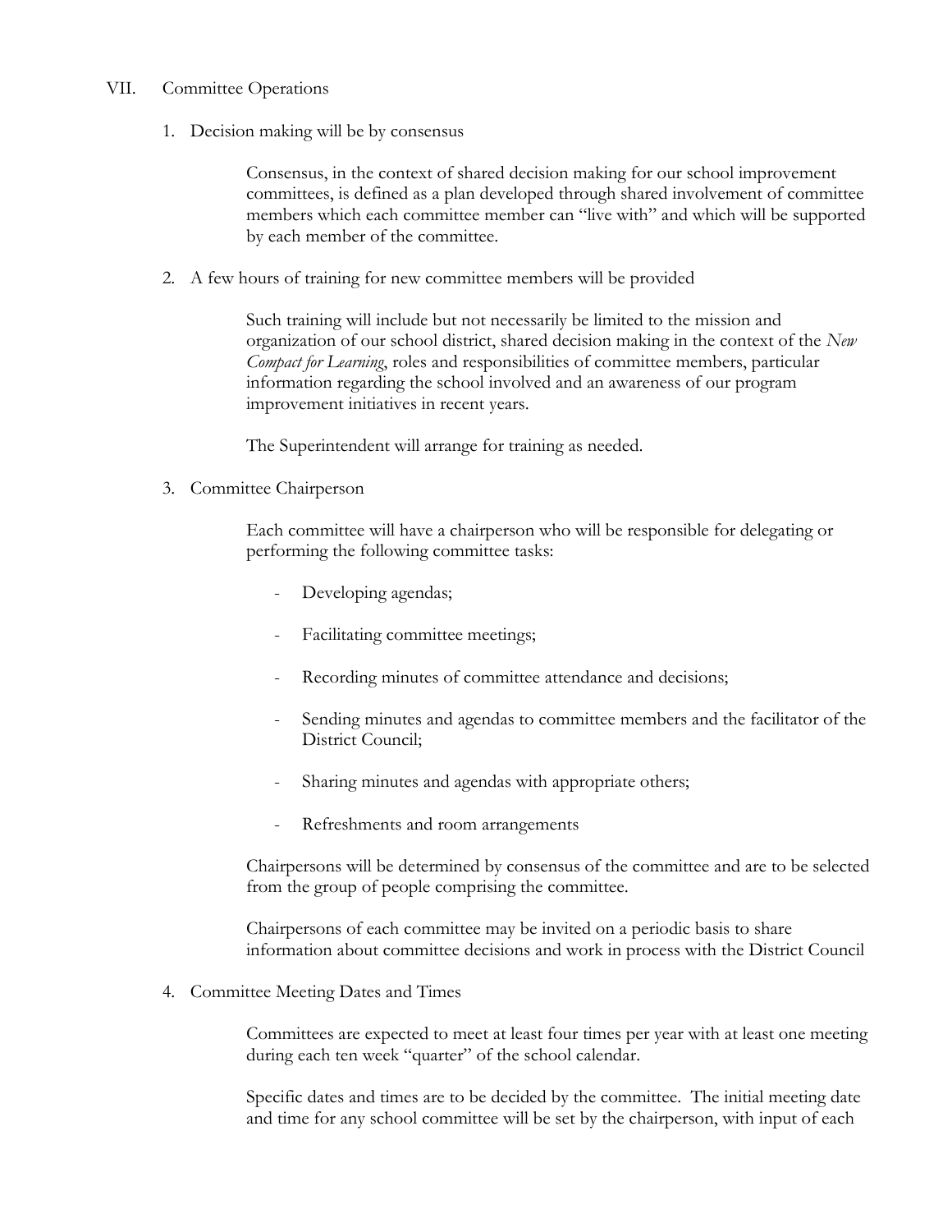## VII. Committee Operations

1. Decision making will be by consensus

   Consensus, in the context of shared decision making for our school improvement committees, is defined as a plan developed through shared involvement of committee members which each committee member can "live with" and which will be supported by each member of the committee.

2. A few hours of training for new committee members will be provided

   Such training will include but not necessarily be limited to the mission and organization of our school district, shared decision making in the context of the *New Compact for Learning*, roles and responsibilities of committee members, particular information regarding the school involved and an awareness of our program improvement initiatives in recent years.

   The Superintendent will arrange for training as needed.

3. Committee Chairperson

   Each committee will have a chairperson who will be responsible for delegating or performing the following committee tasks:

   - Developing agendas;
   - Facilitating committee meetings;
   - Recording minutes of committee attendance and decisions;
   - Sending minutes and agendas to committee members and the facilitator of the District Council;
   - Sharing minutes and agendas with appropriate others;
   - Refreshments and room arrangements

   Chairpersons will be determined by consensus of the committee and are to be selected from the group of people comprising the committee.

   Chairpersons of each committee may be invited on a periodic basis to share information about committee decisions and work in process with the District Council

4. Committee Meeting Dates and Times

   Committees are expected to meet at least four times per year with at least one meeting during each ten week "quarter" of the school calendar.

   Specific dates and times are to be decided by the committee. The initial meeting date and time for any school committee will be set by the chairperson, with input of each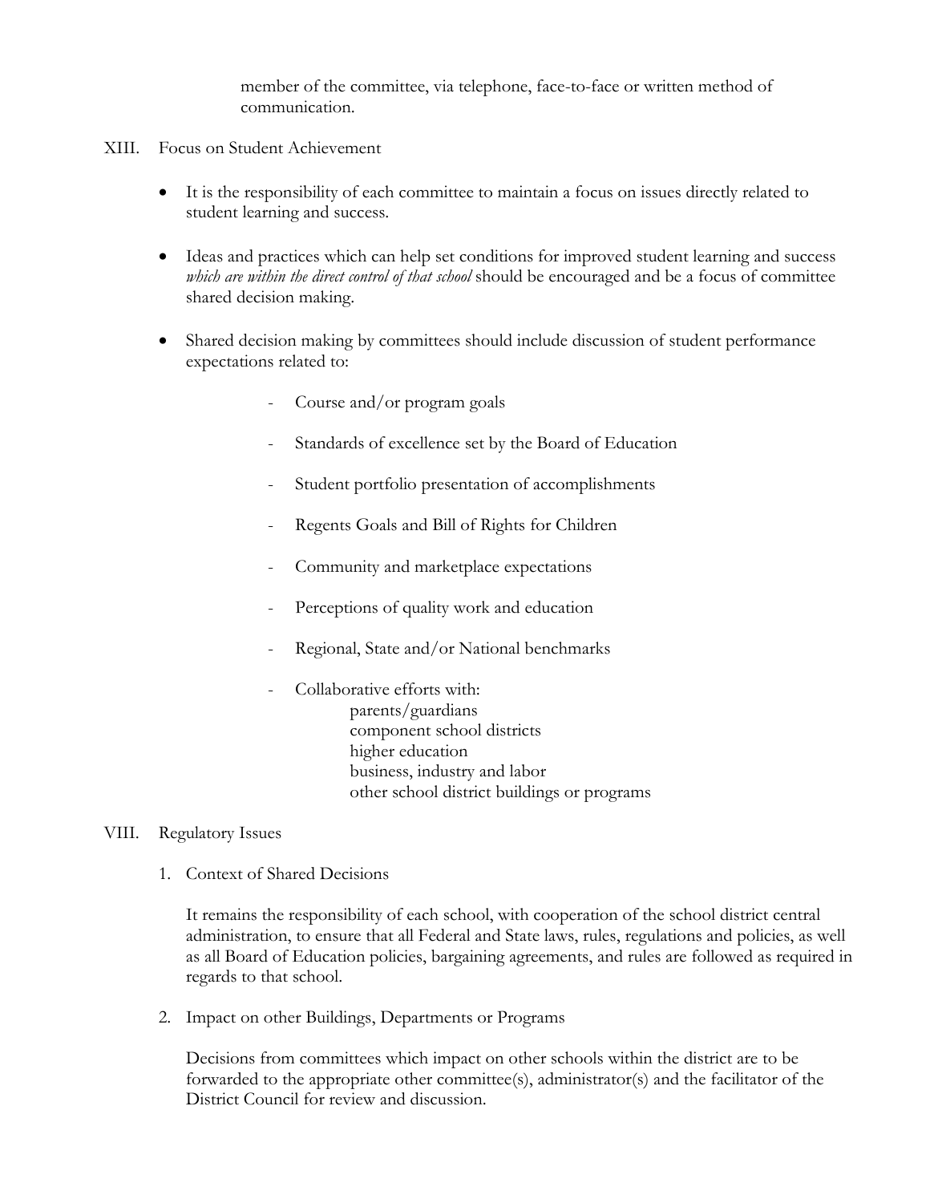member of the committee, via telephone, face-to-face or written method of communication.

## XIII. Focus on Student Achievement

- It is the responsibility of each committee to maintain a focus on issues directly related to student learning and success.

- Ideas and practices which can help set conditions for improved student learning and success *which are within the direct control of that school* should be encouraged and be a focus of committee shared decision making.

- Shared decision making by committees should include discussion of student performance expectations related to:

  - Course and/or program goals
  - Standards of excellence set by the Board of Education
  - Student portfolio presentation of accomplishments
  - Regents Goals and Bill of Rights for Children
  - Community and marketplace expectations
  - Perceptions of quality work and education
  - Regional, State and/or National benchmarks
  - Collaborative efforts with:
    - parents/guardians
    - component school districts
    - higher education
    - business, industry and labor
    - other school district buildings or programs

## VIII. Regulatory Issues

1. Context of Shared Decisions

   It remains the responsibility of each school, with cooperation of the school district central administration, to ensure that all Federal and State laws, rules, regulations and policies, as well as all Board of Education policies, bargaining agreements, and rules are followed as required in regards to that school.

2. Impact on other Buildings, Departments or Programs

   Decisions from committees which impact on other schools within the district are to be forwarded to the appropriate other committee(s), administrator(s) and the facilitator of the District Council for review and discussion.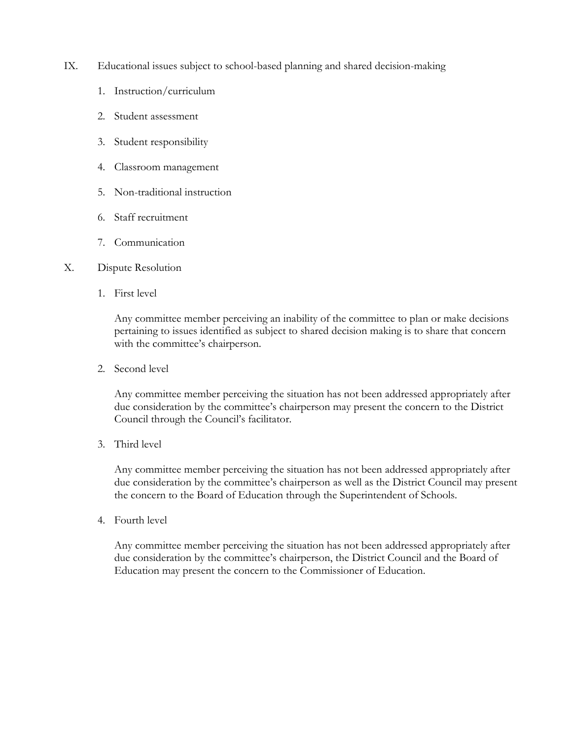IX. Educational issues subject to school-based planning and shared decision-making

1. Instruction/curriculum
2. Student assessment
3. Student responsibility
4. Classroom management
5. Non-traditional instruction
6. Staff recruitment
7. Communication

X. Dispute Resolution

1. First level

   Any committee member perceiving an inability of the committee to plan or make decisions pertaining to issues identified as subject to shared decision making is to share that concern with the committee's chairperson.

2. Second level

   Any committee member perceiving the situation has not been addressed appropriately after due consideration by the committee's chairperson may present the concern to the District Council through the Council's facilitator.

3. Third level

   Any committee member perceiving the situation has not been addressed appropriately after due consideration by the committee's chairperson as well as the District Council may present the concern to the Board of Education through the Superintendent of Schools.

4. Fourth level

   Any committee member perceiving the situation has not been addressed appropriately after due consideration by the committee's chairperson, the District Council and the Board of Education may present the concern to the Commissioner of Education.